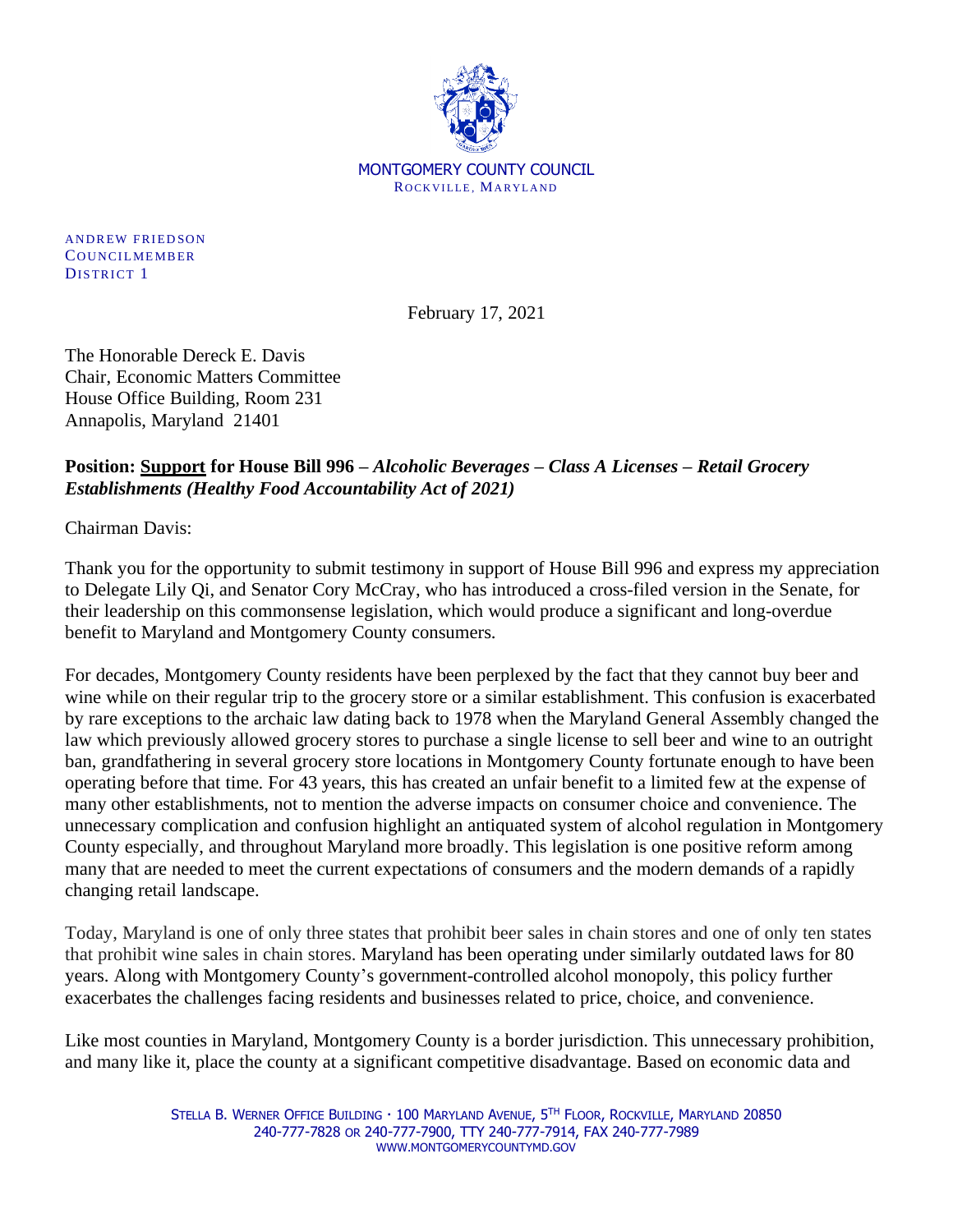MONTGOMERY COUNTY COUNCIL
ROCKVILLE, MARYLAND

ANDREW FRIEDSON
COUNCILMEMBER
DISTRICT 1

February 17, 2021

The Honorable Dereck E. Davis
Chair, Economic Matters Committee
House Office Building, Room 231
Annapolis, Maryland 21401

**Position: Support for House Bill 996 –** ***Alcoholic Beverages – Class A Licenses – Retail Grocery Establishments (Healthy Food Accountability Act of 2021)***

Chairman Davis:

Thank you for the opportunity to submit testimony in support of House Bill 996 and express my appreciation to Delegate Lily Qi, and Senator Cory McCray, who has introduced a cross-filed version in the Senate, for their leadership on this commonsense legislation, which would produce a significant and long-overdue benefit to Maryland and Montgomery County consumers.

For decades, Montgomery County residents have been perplexed by the fact that they cannot buy beer and wine while on their regular trip to the grocery store or a similar establishment. This confusion is exacerbated by rare exceptions to the archaic law dating back to 1978 when the Maryland General Assembly changed the law which previously allowed grocery stores to purchase a single license to sell beer and wine to an outright ban, grandfathering in several grocery store locations in Montgomery County fortunate enough to have been operating before that time. For 43 years, this has created an unfair benefit to a limited few at the expense of many other establishments, not to mention the adverse impacts on consumer choice and convenience. The unnecessary complication and confusion highlight an antiquated system of alcohol regulation in Montgomery County especially, and throughout Maryland more broadly. This legislation is one positive reform among many that are needed to meet the current expectations of consumers and the modern demands of a rapidly changing retail landscape.

Today, Maryland is one of only three states that prohibit beer sales in chain stores and one of only ten states that prohibit wine sales in chain stores. Maryland has been operating under similarly outdated laws for 80 years. Along with Montgomery County's government-controlled alcohol monopoly, this policy further exacerbates the challenges facing residents and businesses related to price, choice, and convenience.

Like most counties in Maryland, Montgomery County is a border jurisdiction. This unnecessary prohibition, and many like it, place the county at a significant competitive disadvantage. Based on economic data and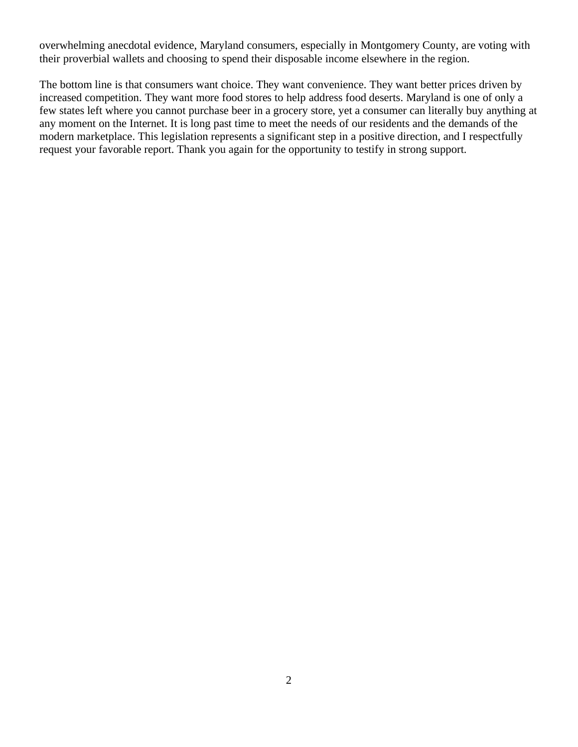overwhelming anecdotal evidence, Maryland consumers, especially in Montgomery County, are voting with their proverbial wallets and choosing to spend their disposable income elsewhere in the region.

The bottom line is that consumers want choice. They want convenience. They want better prices driven by increased competition. They want more food stores to help address food deserts. Maryland is one of only a few states left where you cannot purchase beer in a grocery store, yet a consumer can literally buy anything at any moment on the Internet. It is long past time to meet the needs of our residents and the demands of the modern marketplace. This legislation represents a significant step in a positive direction, and I respectfully request your favorable report. Thank you again for the opportunity to testify in strong support.